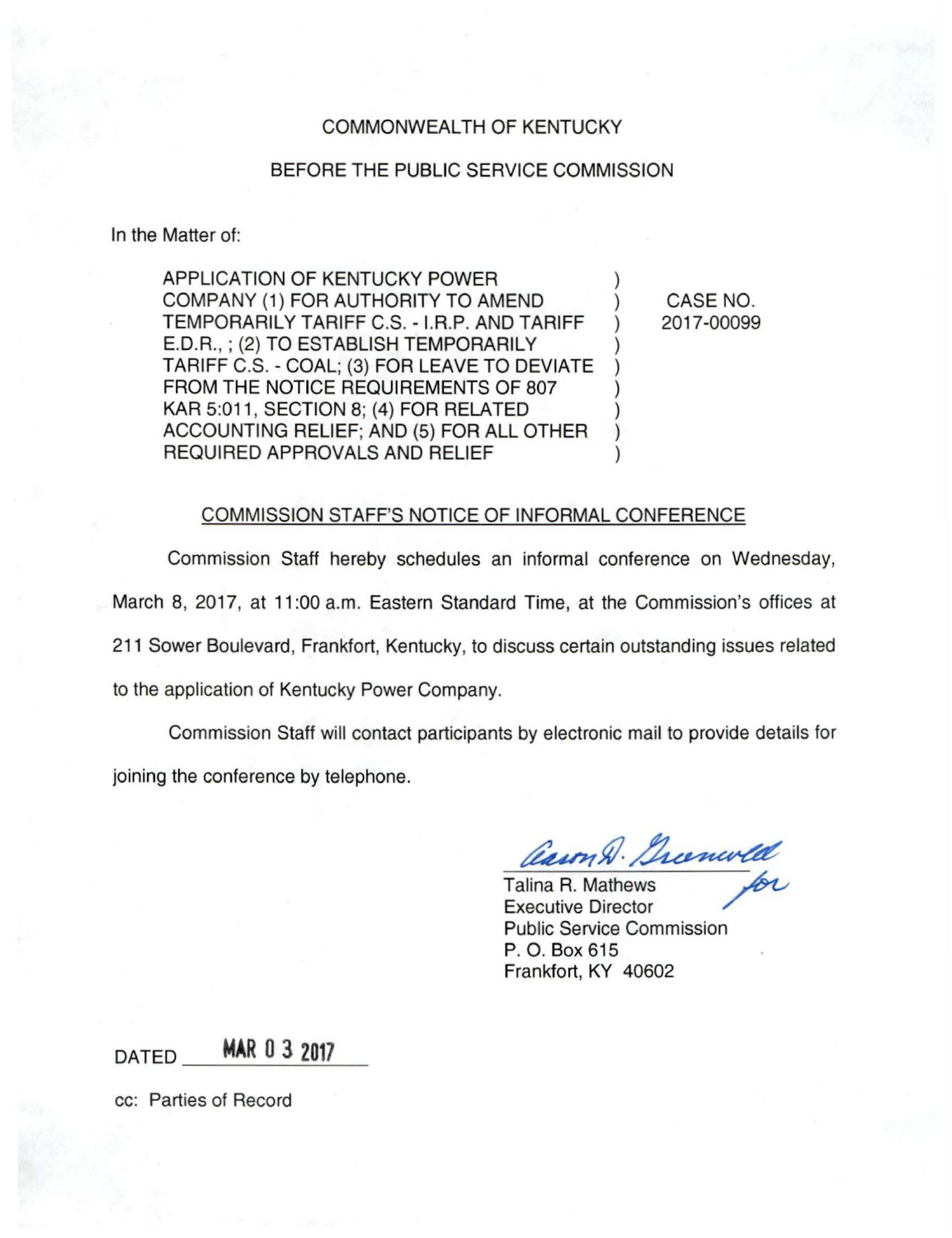COMMONWEALTH OF KENTUCKY

BEFORE THE PUBLIC SERVICE COMMISSION

In the Matter of:

| | | |
|---|---|---|
| APPLICATION OF KENTUCKY POWER COMPANY (1) FOR AUTHORITY TO AMEND TEMPORARILY TARIFF C.S. - I.R.P. AND TARIFF E.D.R., ; (2) TO ESTABLISH TEMPORARILY TARIFF C.S. - COAL; (3) FOR LEAVE TO DEVIATE FROM THE NOTICE REQUIREMENTS OF 807 KAR 5:011, SECTION 8; (4) FOR RELATED ACCOUNTING RELIEF; AND (5) FOR ALL OTHER REQUIRED APPROVALS AND RELIEF | ) | CASE NO. 2017-00099 |

COMMISSION STAFF'S NOTICE OF INFORMAL CONFERENCE

Commission Staff hereby schedules an informal conference on Wednesday, March 8, 2017, at 11:00 a.m. Eastern Standard Time, at the Commission's offices at 211 Sower Boulevard, Frankfort, Kentucky, to discuss certain outstanding issues related to the application of Kentucky Power Company.

Commission Staff will contact participants by electronic mail to provide details for joining the conference by telephone.

Aaron D. Greenwell for
Talina R. Mathews
Executive Director
Public Service Commission
P. O. Box 615
Frankfort, KY 40602

DATED MAR 03 2017

cc: Parties of Record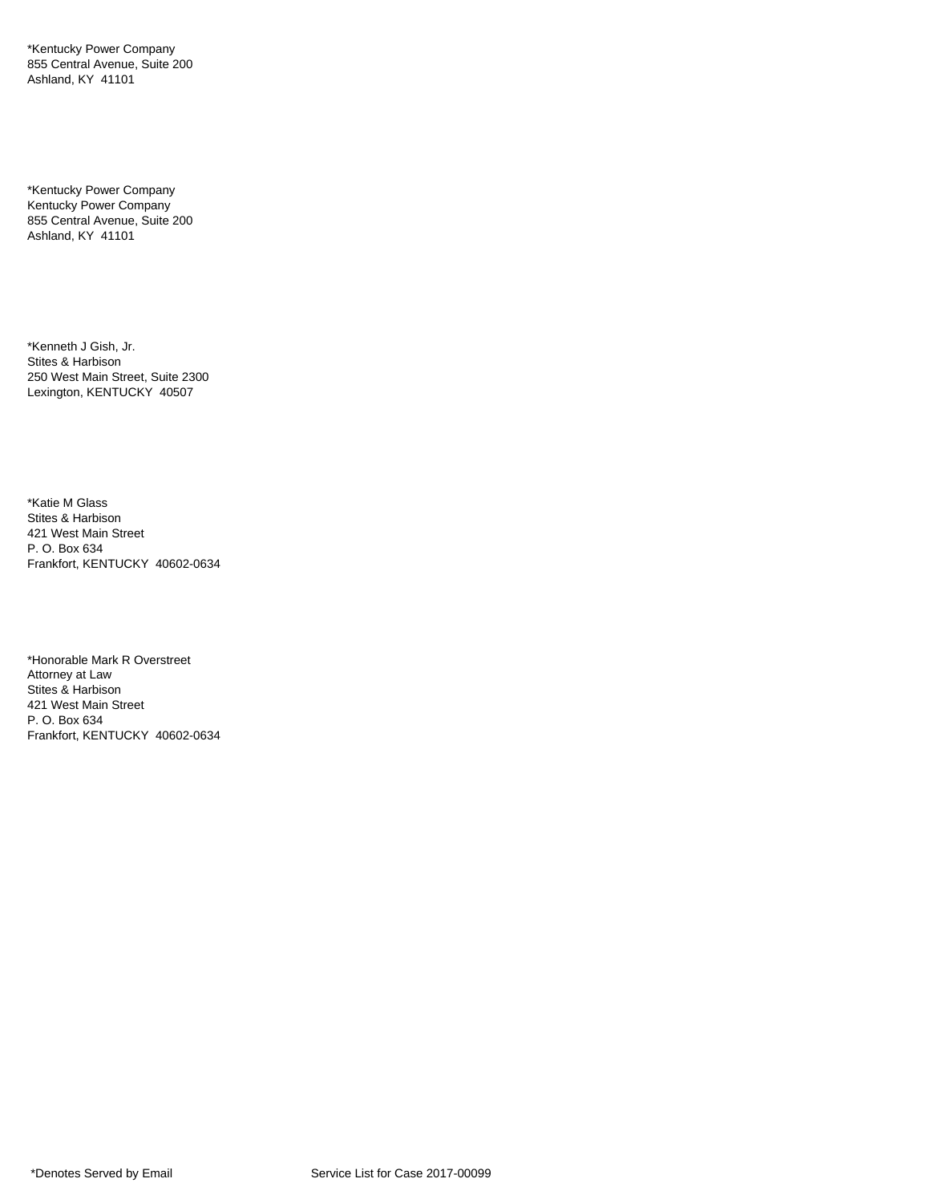*Kentucky Power Company
855 Central Avenue, Suite 200
Ashland, KY  41101

*Kentucky Power Company
Kentucky Power Company
855 Central Avenue, Suite 200
Ashland, KY  41101

*Kenneth J Gish, Jr.
Stites & Harbison
250 West Main Street, Suite 2300
Lexington, KENTUCKY  40507

*Katie M Glass
Stites & Harbison
421 West Main Street
P. O. Box 634
Frankfort, KENTUCKY  40602-0634

*Honorable Mark R Overstreet
Attorney at Law
Stites & Harbison
421 West Main Street
P. O. Box 634
Frankfort, KENTUCKY  40602-0634